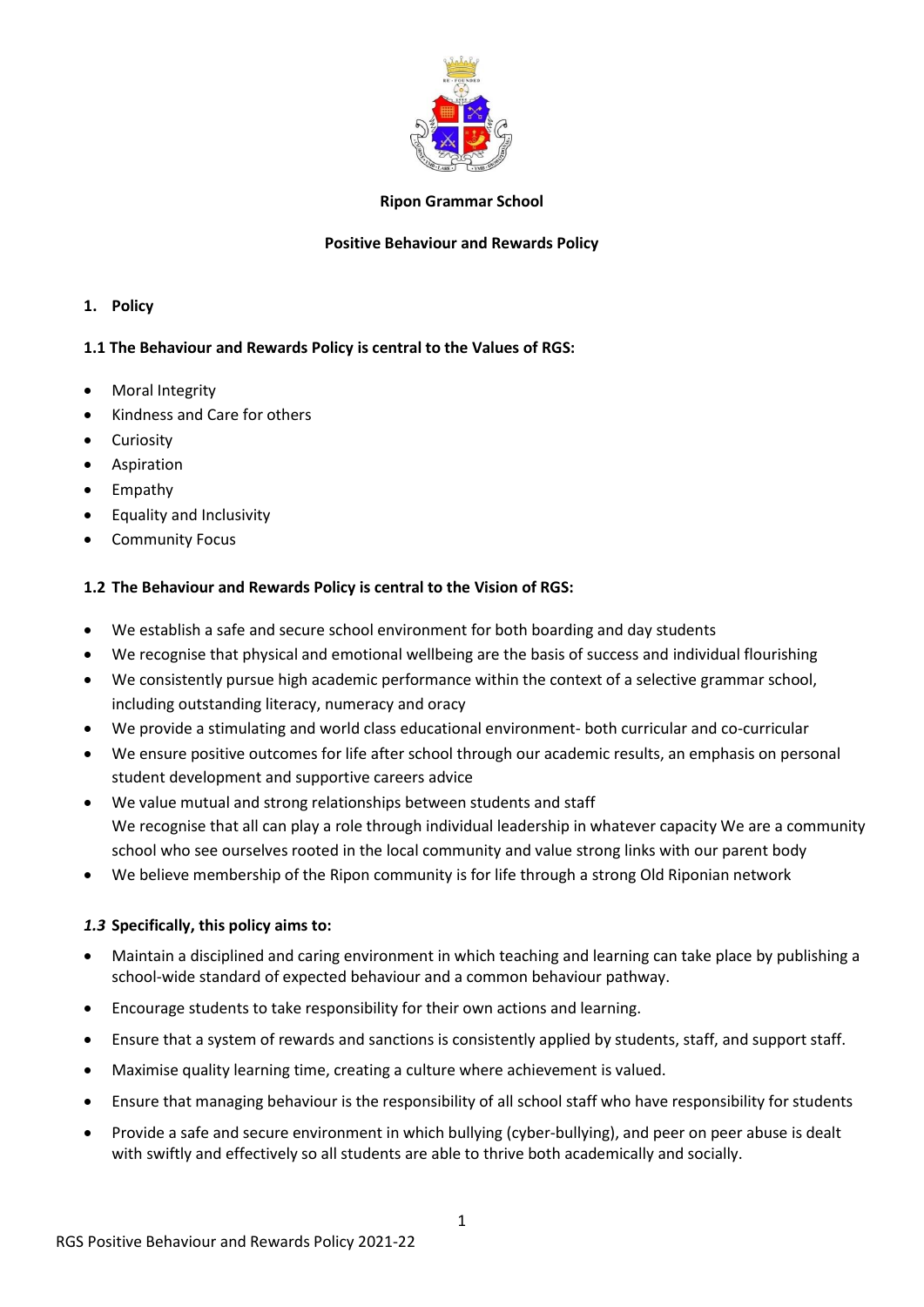**Ripon Grammar School**

**Positive Behaviour and Rewards Policy**

## 1. Policy

### 1.1 The Behaviour and Rewards Policy is central to the Values of RGS:

- Moral Integrity
- Kindness and Care for others
- Curiosity
- Aspiration
- Empathy
- Equality and Inclusivity
- Community Focus

### 1.2 The Behaviour and Rewards Policy is central to the Vision of RGS:

- We establish a safe and secure school environment for both boarding and day students
- We recognise that physical and emotional wellbeing are the basis of success and individual flourishing
- We consistently pursue high academic performance within the context of a selective grammar school, including outstanding literacy, numeracy and oracy
- We provide a stimulating and world class educational environment- both curricular and co-curricular
- We ensure positive outcomes for life after school through our academic results, an emphasis on personal student development and supportive careers advice
- We value mutual and strong relationships between students and staff
  We recognise that all can play a role through individual leadership in whatever capacity We are a community school who see ourselves rooted in the local community and value strong links with our parent body
- We believe membership of the Ripon community is for life through a strong Old Riponian network

### *1.3* Specifically, this policy aims to:

- Maintain a disciplined and caring environment in which teaching and learning can take place by publishing a school-wide standard of expected behaviour and a common behaviour pathway.
- Encourage students to take responsibility for their own actions and learning.
- Ensure that a system of rewards and sanctions is consistently applied by students, staff, and support staff.
- Maximise quality learning time, creating a culture where achievement is valued.
- Ensure that managing behaviour is the responsibility of all school staff who have responsibility for students
- Provide a safe and secure environment in which bullying (cyber-bullying), and peer on peer abuse is dealt with swiftly and effectively so all students are able to thrive both academically and socially.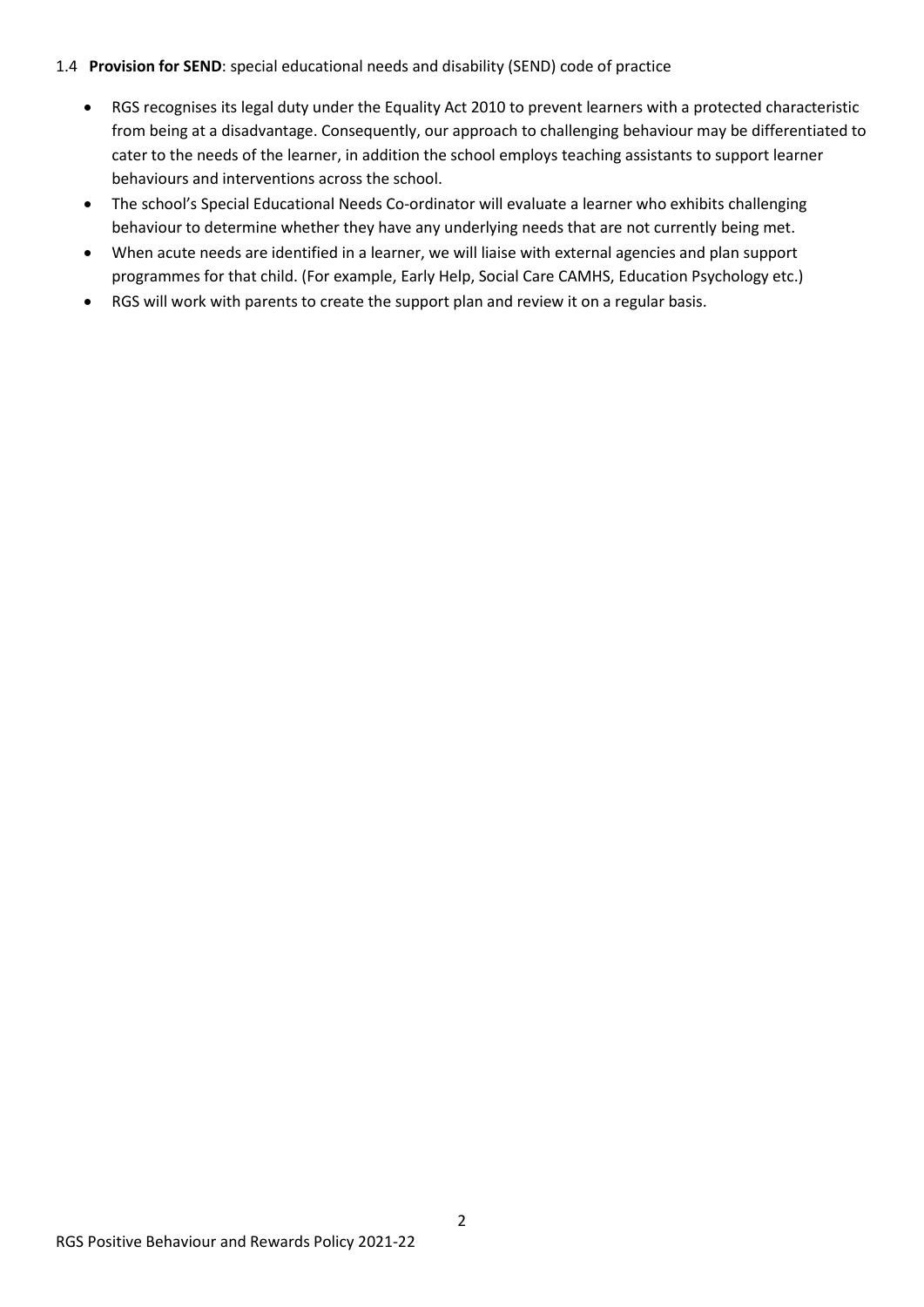1.4 **Provision for SEND**: special educational needs and disability (SEND) code of practice

- RGS recognises its legal duty under the Equality Act 2010 to prevent learners with a protected characteristic from being at a disadvantage. Consequently, our approach to challenging behaviour may be differentiated to cater to the needs of the learner, in addition the school employs teaching assistants to support learner behaviours and interventions across the school.
- The school's Special Educational Needs Co-ordinator will evaluate a learner who exhibits challenging behaviour to determine whether they have any underlying needs that are not currently being met.
- When acute needs are identified in a learner, we will liaise with external agencies and plan support programmes for that child. (For example, Early Help, Social Care CAMHS, Education Psychology etc.)
- RGS will work with parents to create the support plan and review it on a regular basis.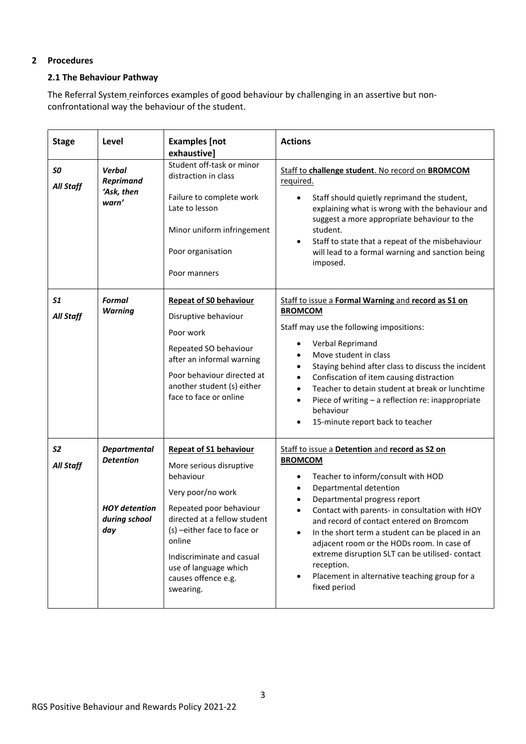## 2 Procedures

### 2.1 The Behaviour Pathway

The Referral System reinforces examples of good behaviour by challenging in an assertive but non-confrontational way the behaviour of the student.

| Stage | Level | Examples [not exhaustive] | Actions |
|---|---|---|---|
| ***S0*** <br> ***All Staff*** | ***Verbal Reprimand 'Ask, then warn'*** | Student off-task or minor distraction in class <br><br> Failure to complete work <br> Late to lesson <br><br> Minor uniform infringement <br><br> Poor organisation <br><br> Poor manners | Staff to **challenge student**. No record on **BROMCOM** required. <br><br> • Staff should quietly reprimand the student, explaining what is wrong with the behaviour and suggest a more appropriate behaviour to the student. <br> • Staff to state that a repeat of the misbehaviour will lead to a formal warning and sanction being imposed. |
| ***S1*** <br> ***All Staff*** | ***Formal Warning*** | **Repeat of S0 behaviour** <br><br> Disruptive behaviour <br><br> Poor work <br><br> Repeated SO behaviour after an informal warning <br><br> Poor behaviour directed at another student (s) either face to face or online | Staff to issue a **Formal Warning** and **record as S1 on BROMCOM** <br><br> Staff may use the following impositions: <br><br> • Verbal Reprimand <br> • Move student in class <br> • Staying behind after class to discuss the incident <br> • Confiscation of item causing distraction <br> • Teacher to detain student at break or lunchtime <br> • Piece of writing – a reflection re: inappropriate behaviour <br> • 15-minute report back to teacher |
| ***S2*** <br> ***All Staff*** | ***Departmental Detention*** <br><br><br> ***HOY detention during school day*** | **Repeat of S1 behaviour** <br><br> More serious disruptive behaviour <br><br> Very poor/no work <br><br> Repeated poor behaviour directed at a fellow student (s) –either face to face or online <br><br> Indiscriminate and casual use of language which causes offence e.g. swearing. | Staff to issue a **Detention** and **record as S2 on BROMCOM** <br><br> • Teacher to inform/consult with HOD <br> • Departmental detention <br> • Departmental progress report <br> • Contact with parents- in consultation with HOY and record of contact entered on Bromcom <br> • In the short term a student can be placed in an adjacent room or the HODs room. In case of extreme disruption SLT can be utilised- contact reception. <br> • Placement in alternative teaching group for a fixed period |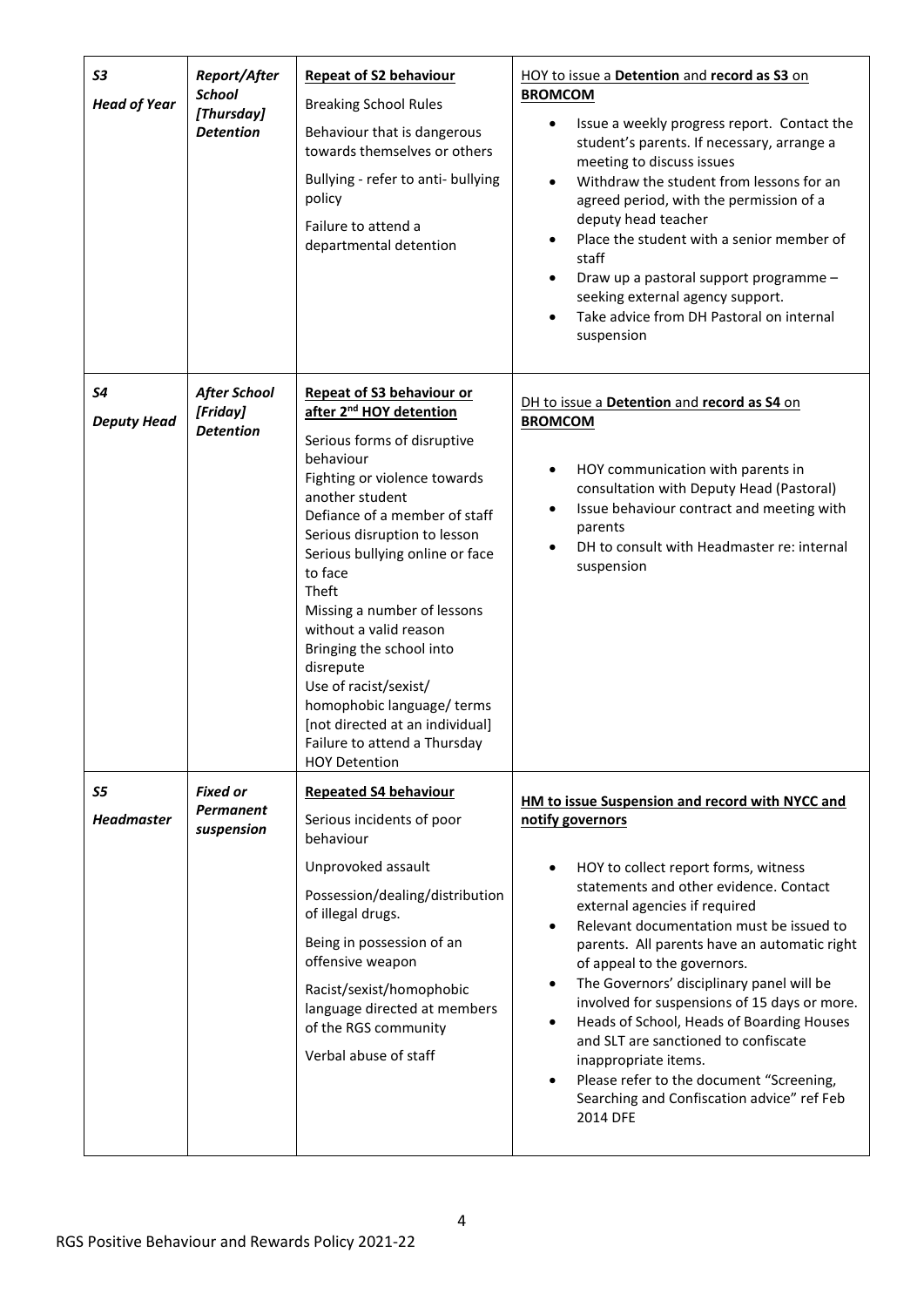| *S3* *Head of Year* | *Report/After School [Thursday] Detention* | **Repeat of S2 behaviour**<br>Breaking School Rules<br>Behaviour that is dangerous towards themselves or others<br>Bullying - refer to anti- bullying policy<br>Failure to attend a departmental detention | HOY to issue a **Detention** and **record as S3** on **BROMCOM**<br>• Issue a weekly progress report. Contact the student's parents. If necessary, arrange a meeting to discuss issues<br>• Withdraw the student from lessons for an agreed period, with the permission of a deputy head teacher<br>• Place the student with a senior member of staff<br>• Draw up a pastoral support programme – seeking external agency support.<br>• Take advice from DH Pastoral on internal suspension |
|---|---|---|---|
| *S4* *Deputy Head* | *After School [Friday] Detention* | **Repeat of S3 behaviour or after 2nd HOY detention**<br>Serious forms of disruptive behaviour<br>Fighting or violence towards another student<br>Defiance of a member of staff<br>Serious disruption to lesson<br>Serious bullying online or face to face<br>Theft<br>Missing a number of lessons without a valid reason<br>Bringing the school into disrepute<br>Use of racist/sexist/ homophobic language/ terms [not directed at an individual]<br>Failure to attend a Thursday HOY Detention | DH to issue a **Detention** and **record as S4** on **BROMCOM**<br>• HOY communication with parents in consultation with Deputy Head (Pastoral)<br>• Issue behaviour contract and meeting with parents<br>• DH to consult with Headmaster re: internal suspension |
| *S5* *Headmaster* | *Fixed or Permanent suspension* | **Repeated S4 behaviour**<br>Serious incidents of poor behaviour<br>Unprovoked assault<br>Possession/dealing/distribution of illegal drugs.<br>Being in possession of an offensive weapon<br>Racist/sexist/homophobic language directed at members of the RGS community<br>Verbal abuse of staff | **HM to issue Suspension and record with NYCC and notify governors**<br>• HOY to collect report forms, witness statements and other evidence. Contact external agencies if required<br>• Relevant documentation must be issued to parents. All parents have an automatic right of appeal to the governors.<br>• The Governors' disciplinary panel will be involved for suspensions of 15 days or more.<br>• Heads of School, Heads of Boarding Houses and SLT are sanctioned to confiscate inappropriate items.<br>• Please refer to the document "Screening, Searching and Confiscation advice" ref Feb 2014 DFE |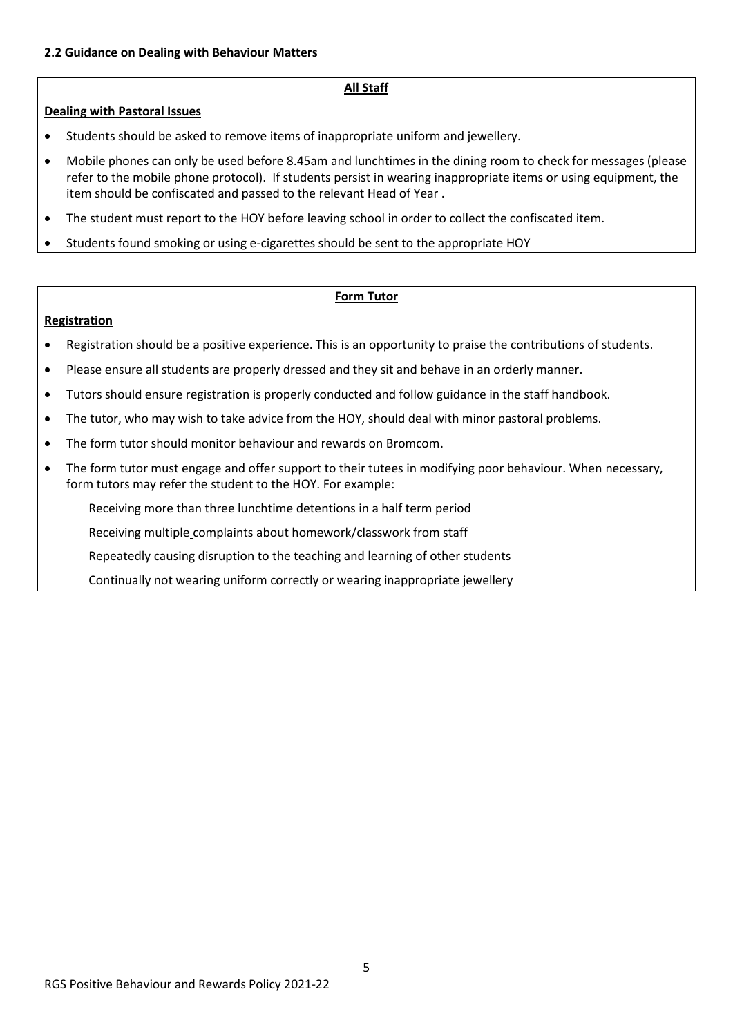**2.2 Guidance on Dealing with Behaviour Matters**

**All Staff**

**Dealing with Pastoral Issues**

- Students should be asked to remove items of inappropriate uniform and jewellery.
- Mobile phones can only be used before 8.45am and lunchtimes in the dining room to check for messages (please refer to the mobile phone protocol). If students persist in wearing inappropriate items or using equipment, the item should be confiscated and passed to the relevant Head of Year .
- The student must report to the HOY before leaving school in order to collect the confiscated item.
- Students found smoking or using e-cigarettes should be sent to the appropriate HOY

**Form Tutor**

**Registration**

- Registration should be a positive experience. This is an opportunity to praise the contributions of students.
- Please ensure all students are properly dressed and they sit and behave in an orderly manner.
- Tutors should ensure registration is properly conducted and follow guidance in the staff handbook.
- The tutor, who may wish to take advice from the HOY, should deal with minor pastoral problems.
- The form tutor should monitor behaviour and rewards on Bromcom.
- The form tutor must engage and offer support to their tutees in modifying poor behaviour. When necessary, form tutors may refer the student to the HOY. For example:

  Receiving more than three lunchtime detentions in a half term period

  Receiving multiple complaints about homework/classwork from staff

  Repeatedly causing disruption to the teaching and learning of other students

  Continually not wearing uniform correctly or wearing inappropriate jewellery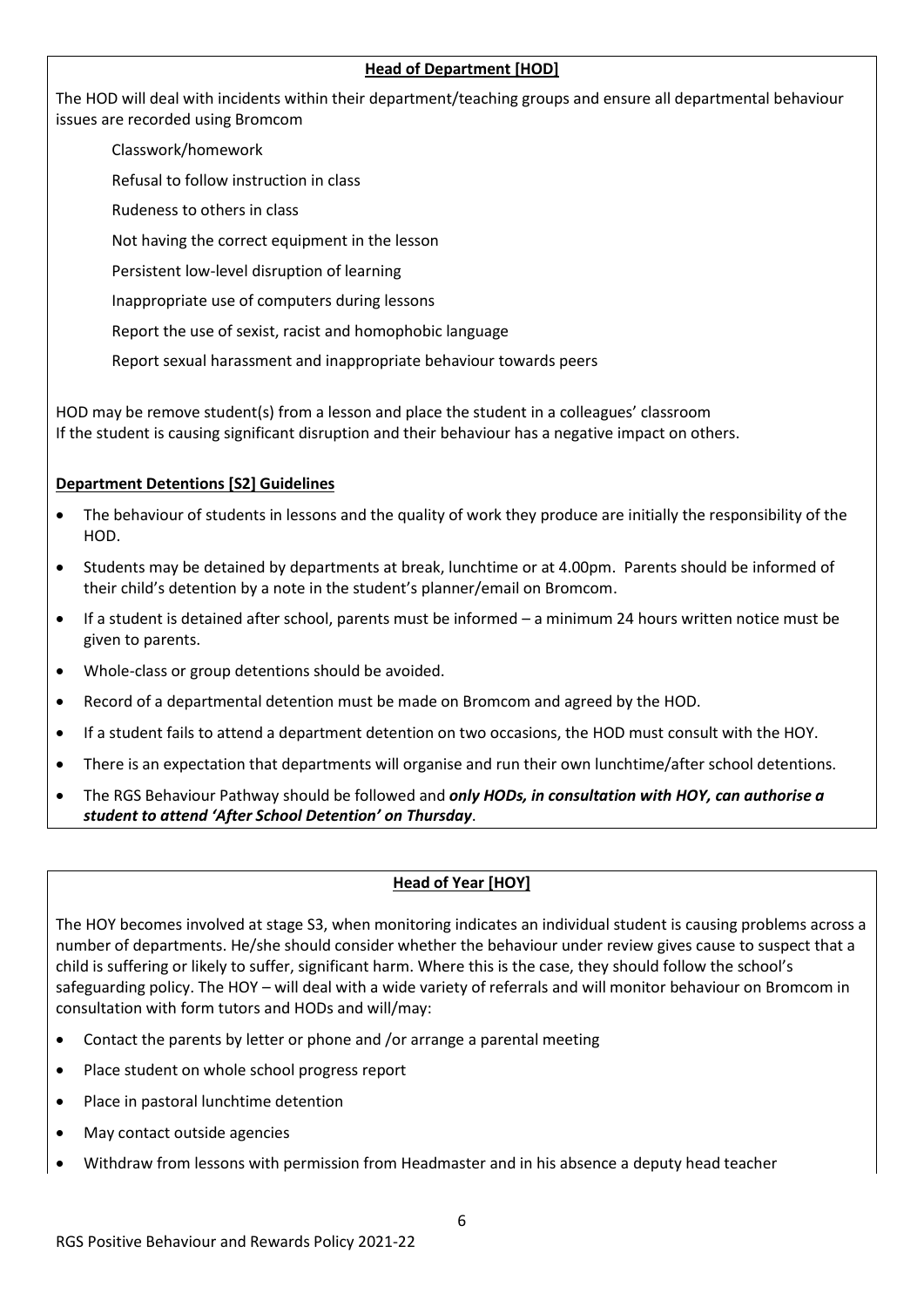## Head of Department [HOD]

The HOD will deal with incidents within their department/teaching groups and ensure all departmental behaviour issues are recorded using Bromcom

Classwork/homework

Refusal to follow instruction in class

Rudeness to others in class

Not having the correct equipment in the lesson

Persistent low-level disruption of learning

Inappropriate use of computers during lessons

Report the use of sexist, racist and homophobic language

Report sexual harassment and inappropriate behaviour towards peers

HOD may be remove student(s) from a lesson and place the student in a colleagues' classroom
If the student is causing significant disruption and their behaviour has a negative impact on others.

### Department Detentions [S2] Guidelines

- The behaviour of students in lessons and the quality of work they produce are initially the responsibility of the HOD.
- Students may be detained by departments at break, lunchtime or at 4.00pm. Parents should be informed of their child's detention by a note in the student's planner/email on Bromcom.
- If a student is detained after school, parents must be informed – a minimum 24 hours written notice must be given to parents.
- Whole-class or group detentions should be avoided.
- Record of a departmental detention must be made on Bromcom and agreed by the HOD.
- If a student fails to attend a department detention on two occasions, the HOD must consult with the HOY.
- There is an expectation that departments will organise and run their own lunchtime/after school detentions.
- The RGS Behaviour Pathway should be followed and ***only HODs, in consultation with HOY, can authorise a student to attend 'After School Detention' on Thursday***.

## Head of Year [HOY]

The HOY becomes involved at stage S3, when monitoring indicates an individual student is causing problems across a number of departments. He/she should consider whether the behaviour under review gives cause to suspect that a child is suffering or likely to suffer, significant harm. Where this is the case, they should follow the school's safeguarding policy. The HOY – will deal with a wide variety of referrals and will monitor behaviour on Bromcom in consultation with form tutors and HODs and will/may:

- Contact the parents by letter or phone and /or arrange a parental meeting
- Place student on whole school progress report
- Place in pastoral lunchtime detention
- May contact outside agencies
- Withdraw from lessons with permission from Headmaster and in his absence a deputy head teacher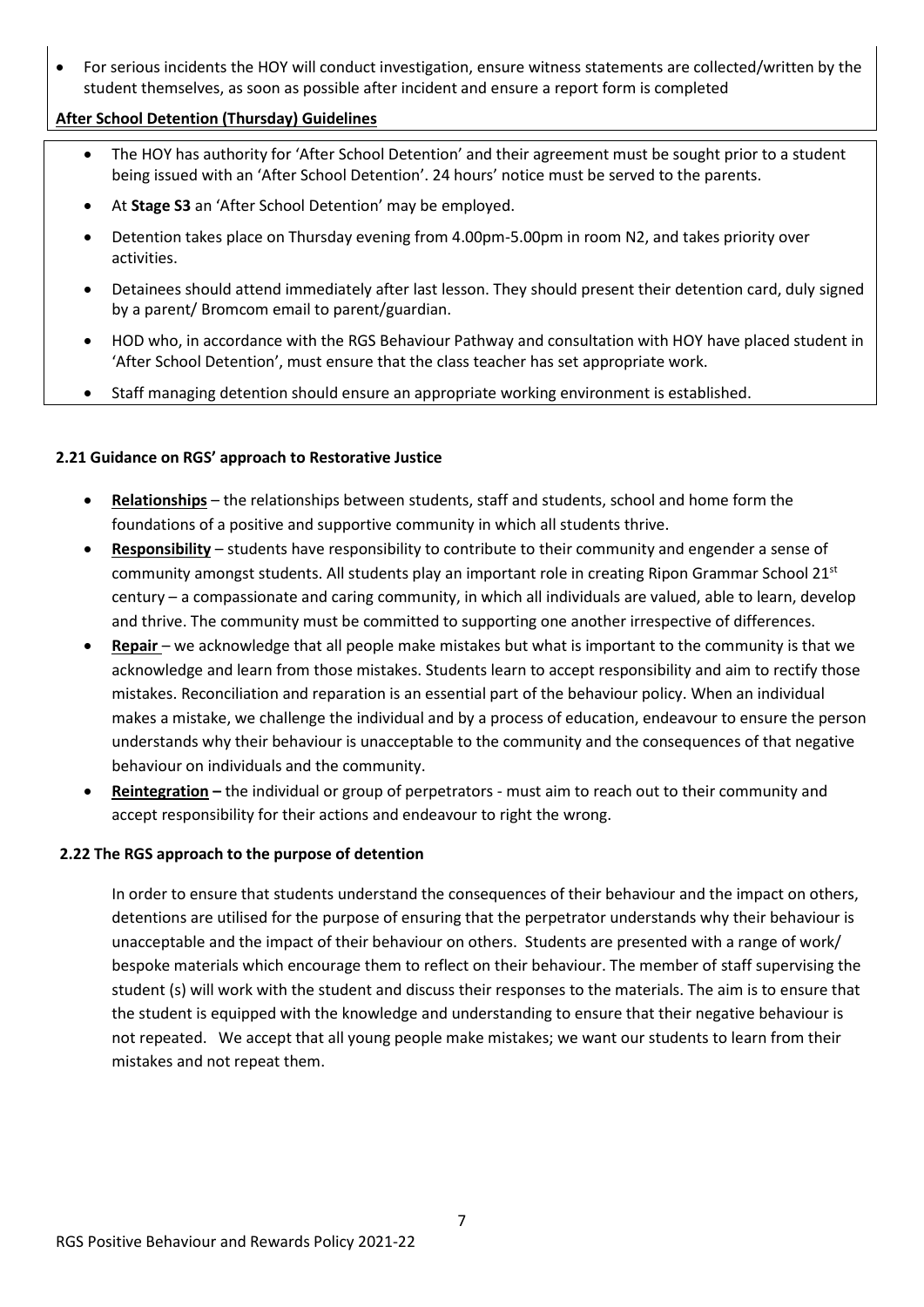- For serious incidents the HOY will conduct investigation, ensure witness statements are collected/written by the student themselves, as soon as possible after incident and ensure a report form is completed

**After School Detention (Thursday) Guidelines**

- The HOY has authority for 'After School Detention' and their agreement must be sought prior to a student being issued with an 'After School Detention'. 24 hours' notice must be served to the parents.
- At **Stage S3** an 'After School Detention' may be employed.
- Detention takes place on Thursday evening from 4.00pm-5.00pm in room N2, and takes priority over activities.
- Detainees should attend immediately after last lesson. They should present their detention card, duly signed by a parent/ Bromcom email to parent/guardian.
- HOD who, in accordance with the RGS Behaviour Pathway and consultation with HOY have placed student in 'After School Detention', must ensure that the class teacher has set appropriate work.
- Staff managing detention should ensure an appropriate working environment is established.

**2.21 Guidance on RGS' approach to Restorative Justice**

- **Relationships** – the relationships between students, staff and students, school and home form the foundations of a positive and supportive community in which all students thrive.
- **Responsibility** – students have responsibility to contribute to their community and engender a sense of community amongst students. All students play an important role in creating Ripon Grammar School 21st century – a compassionate and caring community, in which all individuals are valued, able to learn, develop and thrive. The community must be committed to supporting one another irrespective of differences.
- **Repair** – we acknowledge that all people make mistakes but what is important to the community is that we acknowledge and learn from those mistakes. Students learn to accept responsibility and aim to rectify those mistakes. Reconciliation and reparation is an essential part of the behaviour policy. When an individual makes a mistake, we challenge the individual and by a process of education, endeavour to ensure the person understands why their behaviour is unacceptable to the community and the consequences of that negative behaviour on individuals and the community.
- **Reintegration –** the individual or group of perpetrators - must aim to reach out to their community and accept responsibility for their actions and endeavour to right the wrong.

**2.22 The RGS approach to the purpose of detention**

In order to ensure that students understand the consequences of their behaviour and the impact on others, detentions are utilised for the purpose of ensuring that the perpetrator understands why their behaviour is unacceptable and the impact of their behaviour on others. Students are presented with a range of work/ bespoke materials which encourage them to reflect on their behaviour. The member of staff supervising the student (s) will work with the student and discuss their responses to the materials. The aim is to ensure that the student is equipped with the knowledge and understanding to ensure that their negative behaviour is not repeated. We accept that all young people make mistakes; we want our students to learn from their mistakes and not repeat them.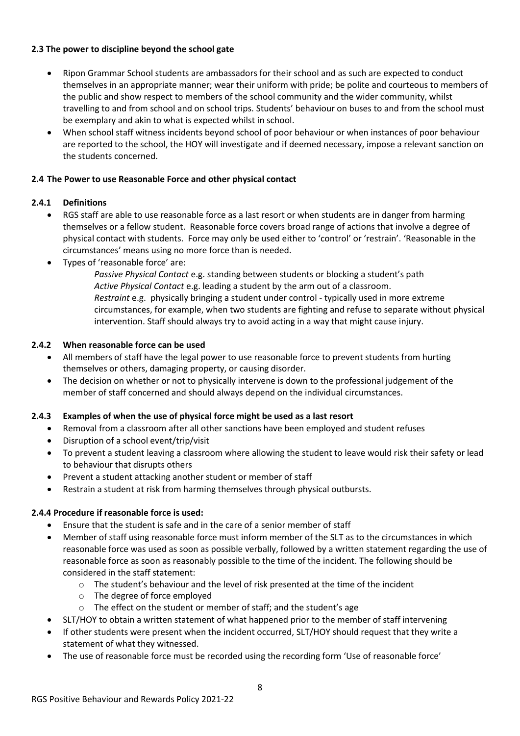### 2.3 The power to discipline beyond the school gate

- Ripon Grammar School students are ambassadors for their school and as such are expected to conduct themselves in an appropriate manner; wear their uniform with pride; be polite and courteous to members of the public and show respect to members of the school community and the wider community, whilst travelling to and from school and on school trips. Students' behaviour on buses to and from the school must be exemplary and akin to what is expected whilst in school.
- When school staff witness incidents beyond school of poor behaviour or when instances of poor behaviour are reported to the school, the HOY will investigate and if deemed necessary, impose a relevant sanction on the students concerned.

### 2.4 The Power to use Reasonable Force and other physical contact

#### 2.4.1 Definitions

- RGS staff are able to use reasonable force as a last resort or when students are in danger from harming themselves or a fellow student. Reasonable force covers broad range of actions that involve a degree of physical contact with students. Force may only be used either to 'control' or 'restrain'. 'Reasonable in the circumstances' means using no more force than is needed.
- Types of 'reasonable force' are:

  *Passive Physical Contact* e.g. standing between students or blocking a student's path
  *Active Physical Contact* e.g. leading a student by the arm out of a classroom.
  *Restraint* e.g. physically bringing a student under control - typically used in more extreme circumstances, for example, when two students are fighting and refuse to separate without physical intervention. Staff should always try to avoid acting in a way that might cause injury.

#### 2.4.2 When reasonable force can be used

- All members of staff have the legal power to use reasonable force to prevent students from hurting themselves or others, damaging property, or causing disorder.
- The decision on whether or not to physically intervene is down to the professional judgement of the member of staff concerned and should always depend on the individual circumstances.

#### 2.4.3 Examples of when the use of physical force might be used as a last resort

- Removal from a classroom after all other sanctions have been employed and student refuses
- Disruption of a school event/trip/visit
- To prevent a student leaving a classroom where allowing the student to leave would risk their safety or lead to behaviour that disrupts others
- Prevent a student attacking another student or member of staff
- Restrain a student at risk from harming themselves through physical outbursts.

#### 2.4.4 Procedure if reasonable force is used:

- Ensure that the student is safe and in the care of a senior member of staff
- Member of staff using reasonable force must inform member of the SLT as to the circumstances in which reasonable force was used as soon as possible verbally, followed by a written statement regarding the use of reasonable force as soon as reasonably possible to the time of the incident. The following should be considered in the staff statement:
  - The student's behaviour and the level of risk presented at the time of the incident
  - The degree of force employed
  - The effect on the student or member of staff; and the student's age
- SLT/HOY to obtain a written statement of what happened prior to the member of staff intervening
- If other students were present when the incident occurred, SLT/HOY should request that they write a statement of what they witnessed.
- The use of reasonable force must be recorded using the recording form 'Use of reasonable force'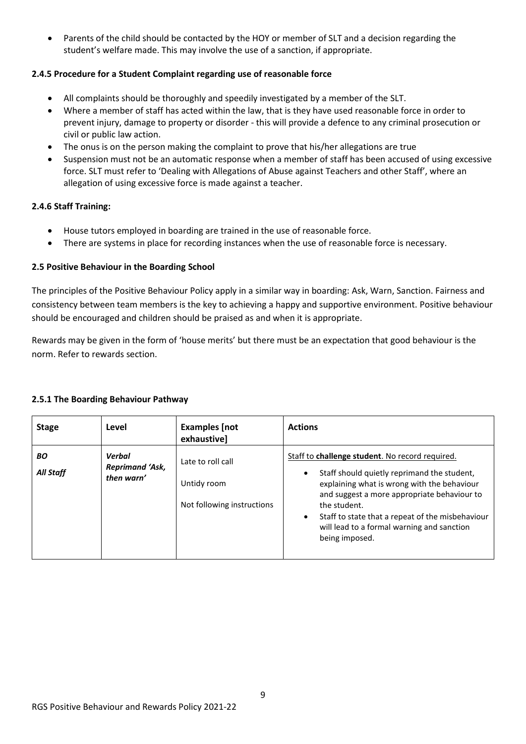- Parents of the child should be contacted by the HOY or member of SLT and a decision regarding the student's welfare made. This may involve the use of a sanction, if appropriate.

#### 2.4.5 Procedure for a Student Complaint regarding use of reasonable force

- All complaints should be thoroughly and speedily investigated by a member of the SLT.
- Where a member of staff has acted within the law, that is they have used reasonable force in order to prevent injury, damage to property or disorder - this will provide a defence to any criminal prosecution or civil or public law action.
- The onus is on the person making the complaint to prove that his/her allegations are true
- Suspension must not be an automatic response when a member of staff has been accused of using excessive force. SLT must refer to 'Dealing with Allegations of Abuse against Teachers and other Staff', where an allegation of using excessive force is made against a teacher.

#### 2.4.6 Staff Training:

- House tutors employed in boarding are trained in the use of reasonable force.
- There are systems in place for recording instances when the use of reasonable force is necessary.

### 2.5 Positive Behaviour in the Boarding School

The principles of the Positive Behaviour Policy apply in a similar way in boarding: Ask, Warn, Sanction. Fairness and consistency between team members is the key to achieving a happy and supportive environment. Positive behaviour should be encouraged and children should be praised as and when it is appropriate.

Rewards may be given in the form of 'house merits' but there must be an expectation that good behaviour is the norm. Refer to rewards section.

#### 2.5.1 The Boarding Behaviour Pathway

| Stage | Level | Examples [not exhaustive] | Actions |
|---|---|---|---|
| ***BO*** ***All Staff*** | ***Verbal Reprimand 'Ask, then warn'*** | Late to roll call<br>Untidy room<br>Not following instructions | Staff to **challenge student**. No record required.<br>• Staff should quietly reprimand the student, explaining what is wrong with the behaviour and suggest a more appropriate behaviour to the student.<br>• Staff to state that a repeat of the misbehaviour will lead to a formal warning and sanction being imposed. |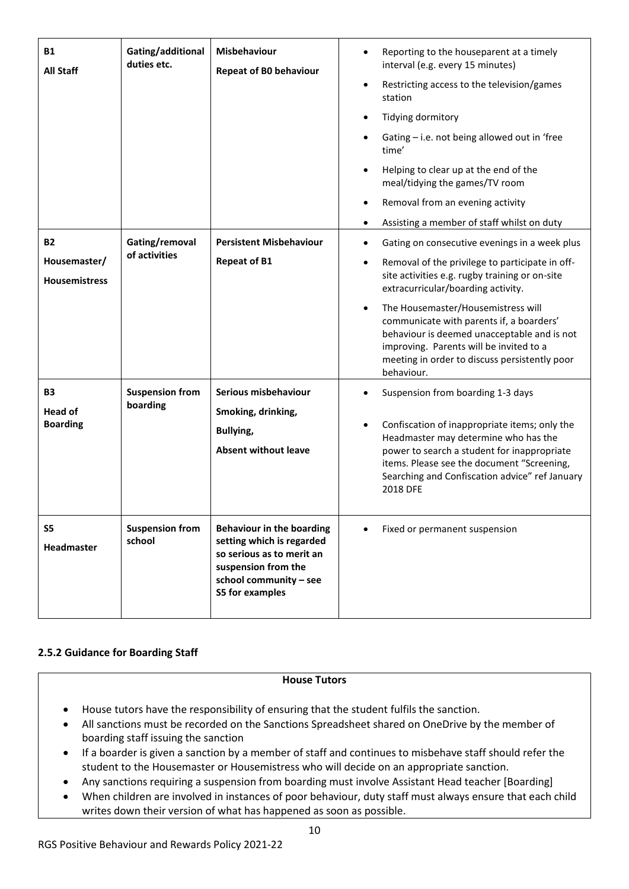| | | | |
|---|---|---|---|
| **B1**<br>**All Staff** | **Gating/additional duties etc.** | **Misbehaviour**<br>**Repeat of B0 behaviour** | • Reporting to the houseparent at a timely interval (e.g. every 15 minutes)<br>• Restricting access to the television/games station<br>• Tidying dormitory<br>• Gating – i.e. not being allowed out in 'free time'<br>• Helping to clear up at the end of the meal/tidying the games/TV room<br>• Removal from an evening activity<br>• Assisting a member of staff whilst on duty |
| **B2**<br>**Housemaster/**<br>**Housemistress** | **Gating/removal of activities** | **Persistent Misbehaviour**<br>**Repeat of B1** | • Gating on consecutive evenings in a week plus<br>• Removal of the privilege to participate in off-site activities e.g. rugby training or on-site extracurricular/boarding activity.<br>• The Housemaster/Housemistress will communicate with parents if, a boarders' behaviour is deemed unacceptable and is not improving. Parents will be invited to a meeting in order to discuss persistently poor behaviour. |
| **B3**<br>**Head of Boarding** | **Suspension from boarding** | **Serious misbehaviour**<br>**Smoking, drinking,**<br>**Bullying,**<br>**Absent without leave** | • Suspension from boarding 1-3 days<br>• Confiscation of inappropriate items; only the Headmaster may determine who has the power to search a student for inappropriate items. Please see the document "Screening, Searching and Confiscation advice" ref January 2018 DFE |
| **S5**<br>**Headmaster** | **Suspension from school** | **Behaviour in the boarding setting which is regarded so serious as to merit an suspension from the school community – see S5 for examples** | • Fixed or permanent suspension |

### 2.5.2 Guidance for Boarding Staff

| **House Tutors** |
|---|
| • House tutors have the responsibility of ensuring that the student fulfils the sanction.<br>• All sanctions must be recorded on the Sanctions Spreadsheet shared on OneDrive by the member of boarding staff issuing the sanction<br>• If a boarder is given a sanction by a member of staff and continues to misbehave staff should refer the student to the Housemaster or Housemistress who will decide on an appropriate sanction.<br>• Any sanctions requiring a suspension from boarding must involve Assistant Head teacher [Boarding]<br>• When children are involved in instances of poor behaviour, duty staff must always ensure that each child writes down their version of what has happened as soon as possible. |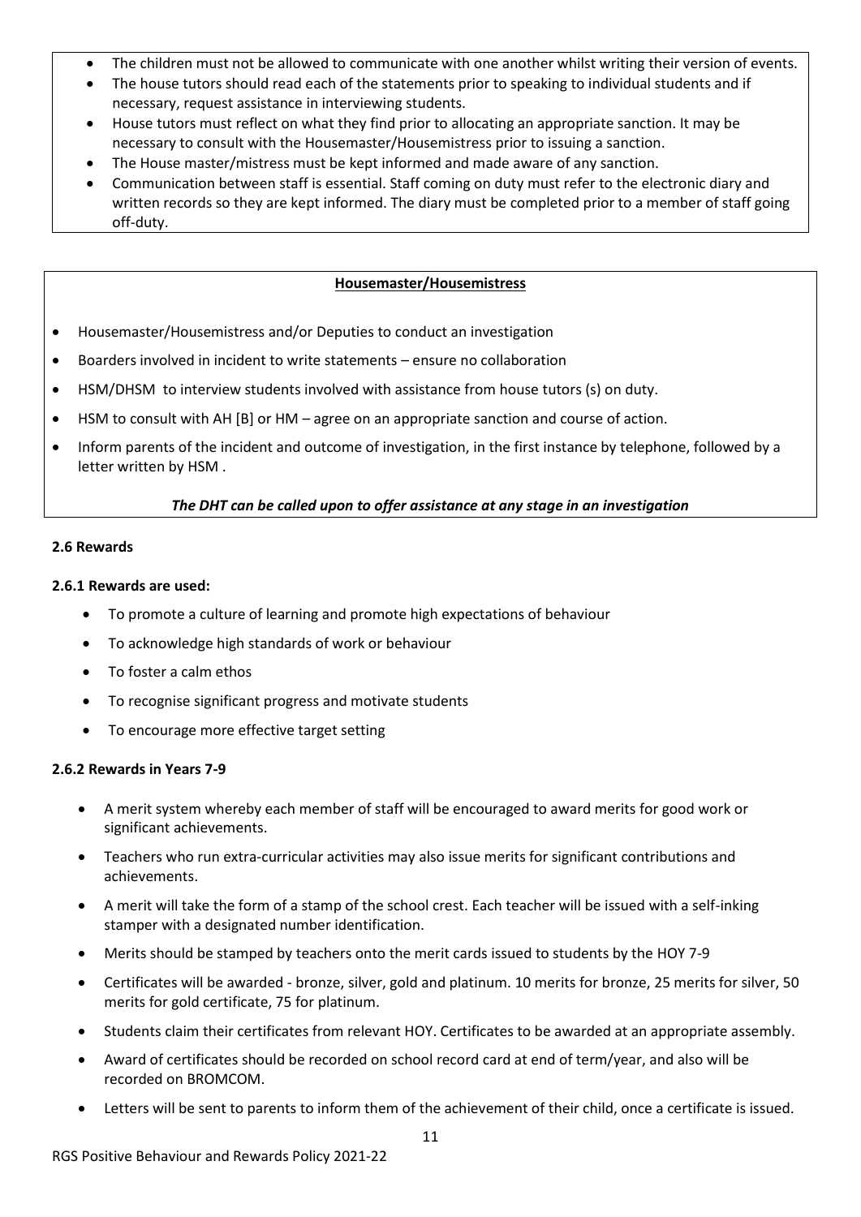- The children must not be allowed to communicate with one another whilst writing their version of events.
- The house tutors should read each of the statements prior to speaking to individual students and if necessary, request assistance in interviewing students.
- House tutors must reflect on what they find prior to allocating an appropriate sanction. It may be necessary to consult with the Housemaster/Housemistress prior to issuing a sanction.
- The House master/mistress must be kept informed and made aware of any sanction.
- Communication between staff is essential. Staff coming on duty must refer to the electronic diary and written records so they are kept informed. The diary must be completed prior to a member of staff going off-duty.

**Housemaster/Housemistress**

- Housemaster/Housemistress and/or Deputies to conduct an investigation
- Boarders involved in incident to write statements – ensure no collaboration
- HSM/DHSM to interview students involved with assistance from house tutors (s) on duty.
- HSM to consult with AH [B] or HM – agree on an appropriate sanction and course of action.
- Inform parents of the incident and outcome of investigation, in the first instance by telephone, followed by a letter written by HSM .

***The DHT can be called upon to offer assistance at any stage in an investigation***

#### 2.6 Rewards

##### 2.6.1 Rewards are used:

- To promote a culture of learning and promote high expectations of behaviour
- To acknowledge high standards of work or behaviour
- To foster a calm ethos
- To recognise significant progress and motivate students
- To encourage more effective target setting

##### 2.6.2 Rewards in Years 7-9

- A merit system whereby each member of staff will be encouraged to award merits for good work or significant achievements.
- Teachers who run extra-curricular activities may also issue merits for significant contributions and achievements.
- A merit will take the form of a stamp of the school crest. Each teacher will be issued with a self-inking stamper with a designated number identification.
- Merits should be stamped by teachers onto the merit cards issued to students by the HOY 7-9
- Certificates will be awarded - bronze, silver, gold and platinum. 10 merits for bronze, 25 merits for silver, 50 merits for gold certificate, 75 for platinum.
- Students claim their certificates from relevant HOY. Certificates to be awarded at an appropriate assembly.
- Award of certificates should be recorded on school record card at end of term/year, and also will be recorded on BROMCOM.
- Letters will be sent to parents to inform them of the achievement of their child, once a certificate is issued.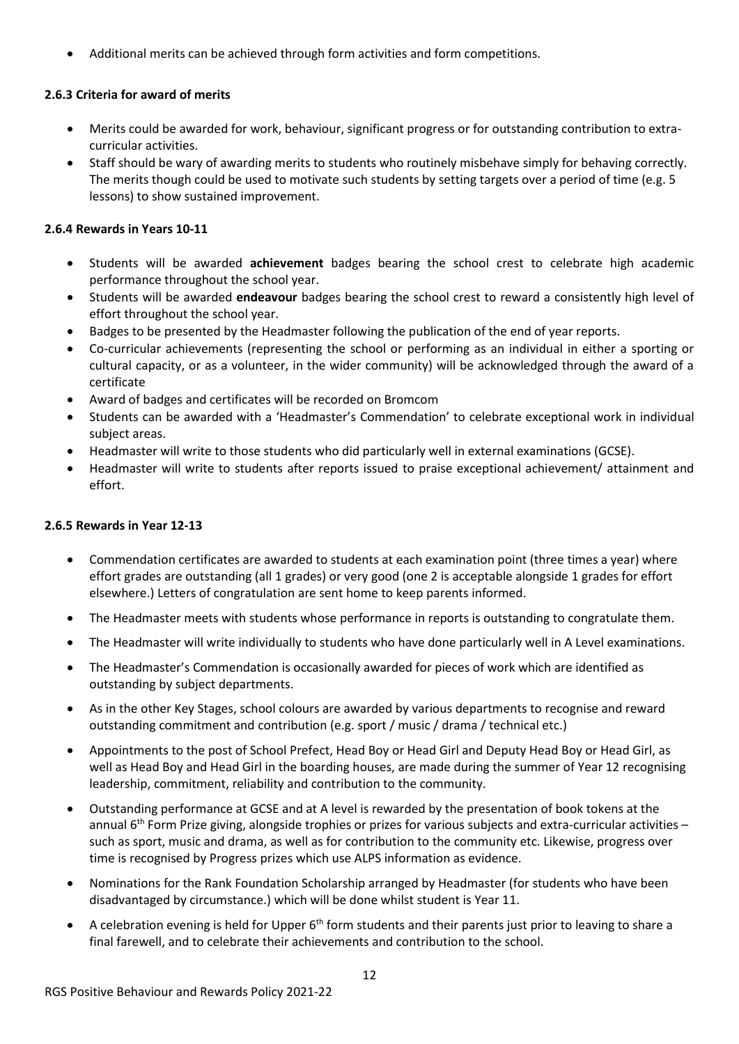- Additional merits can be achieved through form activities and form competitions.

**2.6.3 Criteria for award of merits**

- Merits could be awarded for work, behaviour, significant progress or for outstanding contribution to extra-curricular activities.
- Staff should be wary of awarding merits to students who routinely misbehave simply for behaving correctly. The merits though could be used to motivate such students by setting targets over a period of time (e.g. 5 lessons) to show sustained improvement.

**2.6.4 Rewards in Years 10-11**

- Students will be awarded **achievement** badges bearing the school crest to celebrate high academic performance throughout the school year.
- Students will be awarded **endeavour** badges bearing the school crest to reward a consistently high level of effort throughout the school year.
- Badges to be presented by the Headmaster following the publication of the end of year reports.
- Co-curricular achievements (representing the school or performing as an individual in either a sporting or cultural capacity, or as a volunteer, in the wider community) will be acknowledged through the award of a certificate
- Award of badges and certificates will be recorded on Bromcom
- Students can be awarded with a 'Headmaster's Commendation' to celebrate exceptional work in individual subject areas.
- Headmaster will write to those students who did particularly well in external examinations (GCSE).
- Headmaster will write to students after reports issued to praise exceptional achievement/ attainment and effort.

**2.6.5 Rewards in Year 12-13**

- Commendation certificates are awarded to students at each examination point (three times a year) where effort grades are outstanding (all 1 grades) or very good (one 2 is acceptable alongside 1 grades for effort elsewhere.) Letters of congratulation are sent home to keep parents informed.
- The Headmaster meets with students whose performance in reports is outstanding to congratulate them.
- The Headmaster will write individually to students who have done particularly well in A Level examinations.
- The Headmaster's Commendation is occasionally awarded for pieces of work which are identified as outstanding by subject departments.
- As in the other Key Stages, school colours are awarded by various departments to recognise and reward outstanding commitment and contribution (e.g. sport / music / drama / technical etc.)
- Appointments to the post of School Prefect, Head Boy or Head Girl and Deputy Head Boy or Head Girl, as well as Head Boy and Head Girl in the boarding houses, are made during the summer of Year 12 recognising leadership, commitment, reliability and contribution to the community.
- Outstanding performance at GCSE and at A level is rewarded by the presentation of book tokens at the annual 6th Form Prize giving, alongside trophies or prizes for various subjects and extra-curricular activities – such as sport, music and drama, as well as for contribution to the community etc. Likewise, progress over time is recognised by Progress prizes which use ALPS information as evidence.
- Nominations for the Rank Foundation Scholarship arranged by Headmaster (for students who have been disadvantaged by circumstance.) which will be done whilst student is Year 11.
- A celebration evening is held for Upper 6th form students and their parents just prior to leaving to share a final farewell, and to celebrate their achievements and contribution to the school.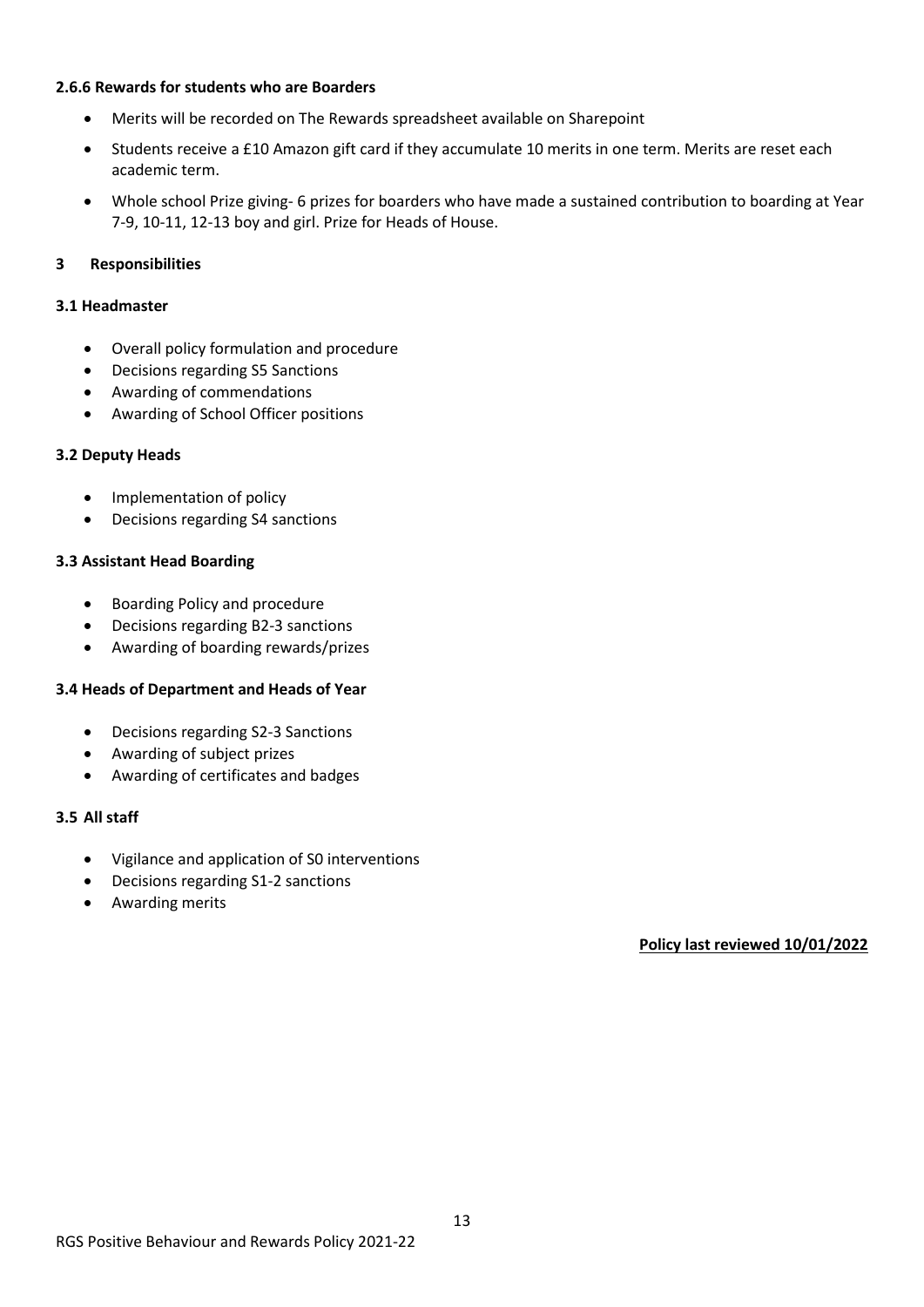#### 2.6.6 Rewards for students who are Boarders

- Merits will be recorded on The Rewards spreadsheet available on Sharepoint
- Students receive a £10 Amazon gift card if they accumulate 10 merits in one term. Merits are reset each academic term.
- Whole school Prize giving- 6 prizes for boarders who have made a sustained contribution to boarding at Year 7-9, 10-11, 12-13 boy and girl. Prize for Heads of House.

## 3 Responsibilities

### 3.1 Headmaster

- Overall policy formulation and procedure
- Decisions regarding S5 Sanctions
- Awarding of commendations
- Awarding of School Officer positions

### 3.2 Deputy Heads

- Implementation of policy
- Decisions regarding S4 sanctions

### 3.3 Assistant Head Boarding

- Boarding Policy and procedure
- Decisions regarding B2-3 sanctions
- Awarding of boarding rewards/prizes

### 3.4 Heads of Department and Heads of Year

- Decisions regarding S2-3 Sanctions
- Awarding of subject prizes
- Awarding of certificates and badges

### 3.5 All staff

- Vigilance and application of S0 interventions
- Decisions regarding S1-2 sanctions
- Awarding merits

**Policy last reviewed 10/01/2022**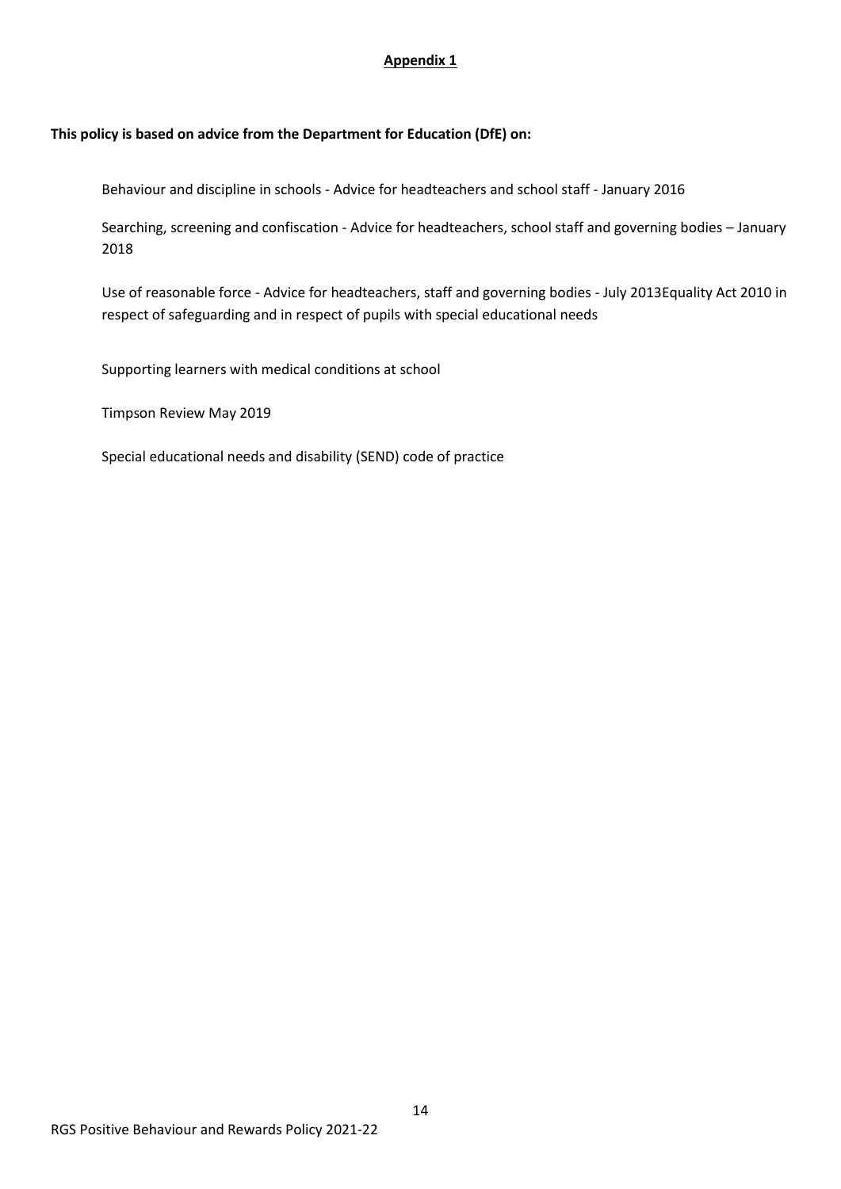## Appendix 1

**This policy is based on advice from the Department for Education (DfE) on:**

Behaviour and discipline in schools - Advice for headteachers and school staff - January 2016

Searching, screening and confiscation - Advice for headteachers, school staff and governing bodies – January 2018

Use of reasonable force - Advice for headteachers, staff and governing bodies - July 2013Equality Act 2010 in respect of safeguarding and in respect of pupils with special educational needs

Supporting learners with medical conditions at school

Timpson Review May 2019

Special educational needs and disability (SEND) code of practice